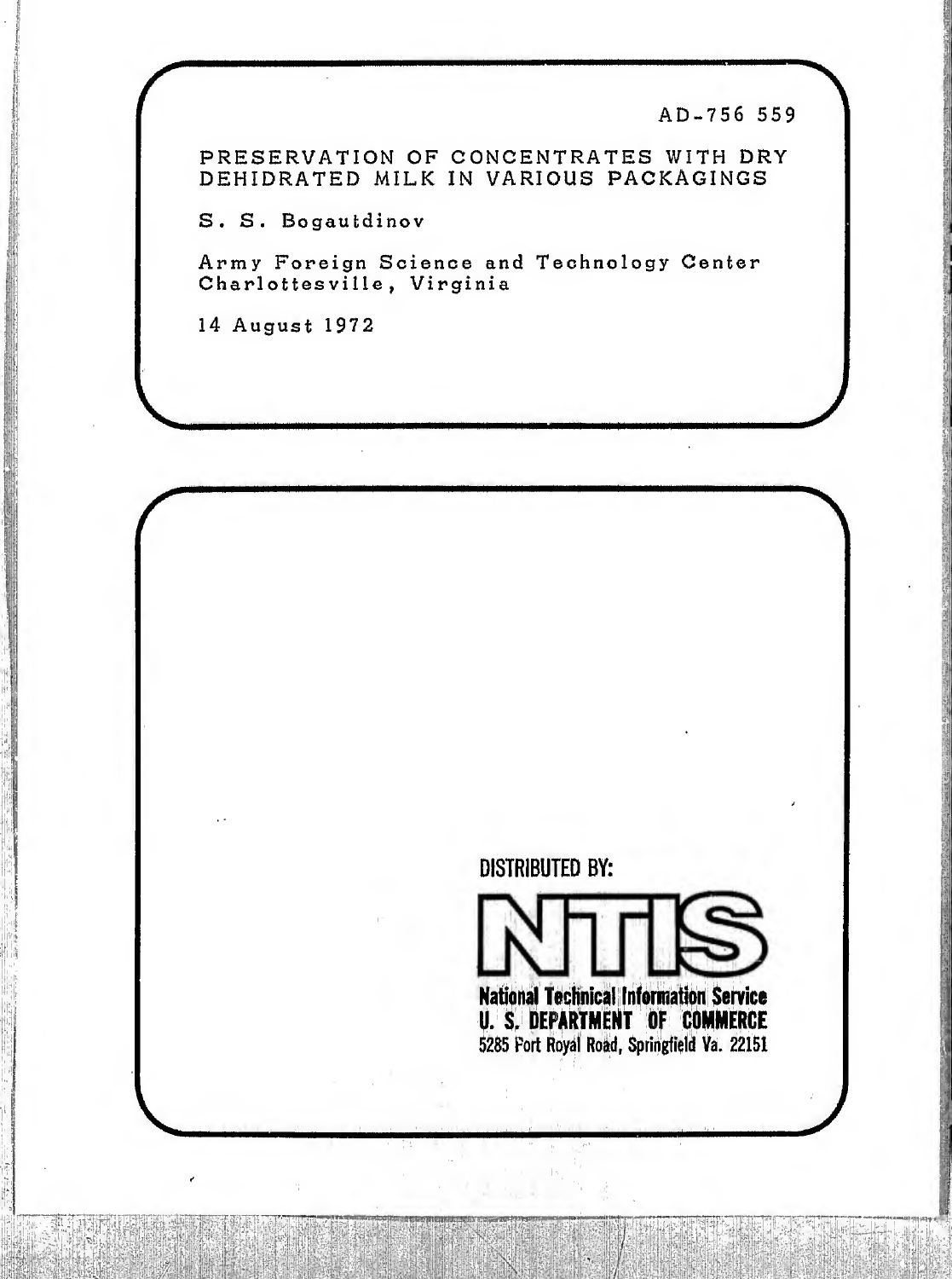AD-756 559

PRESERVATION OF CONCENTRATES WITH DRY DEHIDRATED MILK IN VARIOUS PACKAGINGS

S. S. Bogautdinov

Army Foreign Science and Technology Center
Charlottesville, Virginia

14 August 1972

DISTRIBUTED BY:

**NTIS**

**National Technical Information Service**
**U. S. DEPARTMENT OF COMMERCE**
5285 Port Royal Road, Springfield Va. 22151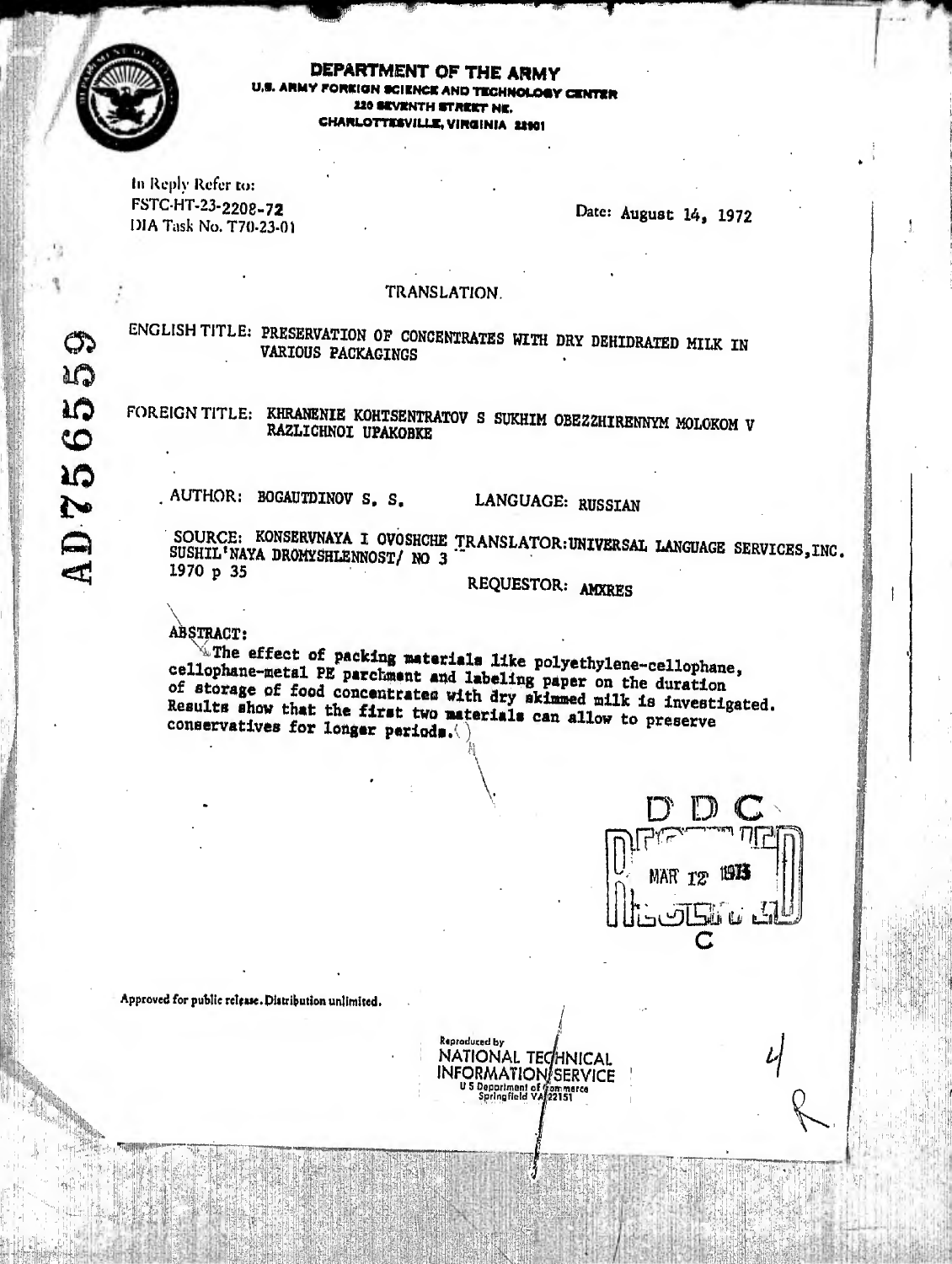**DEPARTMENT OF THE ARMY**
**U.S. ARMY FOREIGN SCIENCE AND TECHNOLOGY CENTER**
**220 SEVENTH STREET NE.**
**CHARLOTTESVILLE, VIRGINIA 22901**

AD756659

In Reply Refer to:
FSTC-HT-23-2208-72
DIA Task No. T70-23-01

Date: August 14, 1972

TRANSLATION

ENGLISH TITLE: PRESERVATION OF CONCENTRATES WITH DRY DEHIDRATED MILK IN VARIOUS PACKAGINGS

FOREIGN TITLE: KHRANENIE KOHTSENTRATOV S SUKHIM OBEZZHIRENNYM MOLOKOM V RAZLICHNOI UPAKOBKE

AUTHOR: BOGAUTDINOV S. S.

LANGUAGE: RUSSIAN

SOURCE: KONSERVNAYA I OVOSHCHE SUSHIL'NAYA DROMYSHLENNOST/ NO 3 1970 p 35

TRANSLATOR: UNIVERSAL LANGUAGE SERVICES, INC.

REQUESTOR: AMXRES

ABSTRACT:

The effect of packing materials like polyethylene-cellophane, cellophane-metal PE parchment and labeling paper on the duration of storage of food concentrates with dry skimmed milk is investigated. Results show that the first two materials can allow to preserve conservatives for longer periods.

DDC
MAR 12 1973
C

Approved for public release. Distribution unlimited.

Reproduced by
NATIONAL TECHNICAL INFORMATION SERVICE
U S Department of Commerce
Springfield VA 22151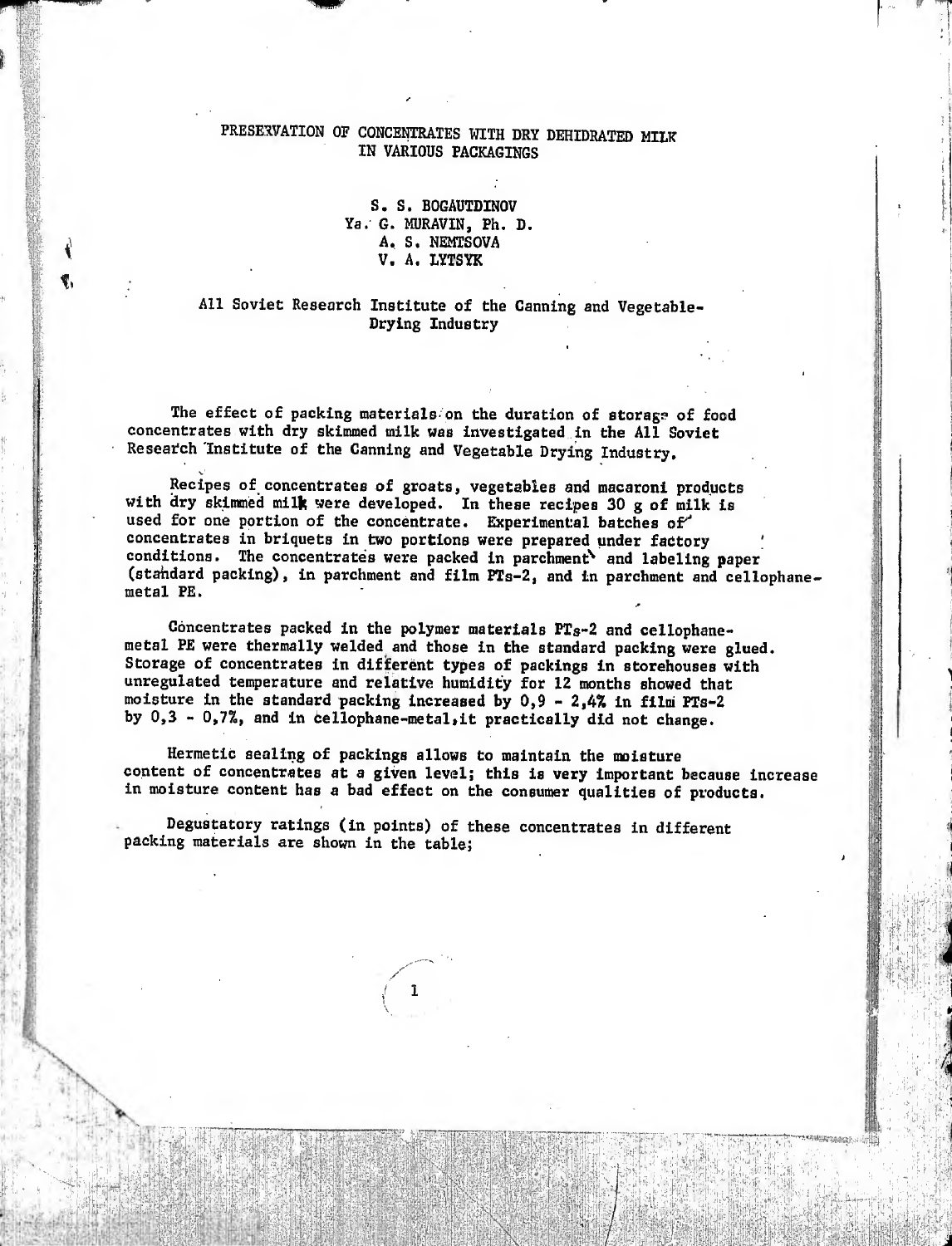# PRESERVATION OF CONCENTRATES WITH DRY DEHIDRATED MILK IN VARIOUS PACKAGINGS

S. S. BOGAUTDINOV
Ya. G. MURAVIN, Ph. D.
A. S. NEMTSOVA
V. A. LYTSYK

All Soviet Research Institute of the Canning and Vegetable-Drying Industry

The effect of packing materials on the duration of storage of food concentrates with dry skimmed milk was investigated in the All Soviet Research Institute of the Canning and Vegetable Drying Industry.

Recipes of concentrates of groats, vegetables and macaroni products with dry skimmed milk were developed. In these recipes 30 g of milk is used for one portion of the concentrate. Experimental batches of concentrates in briquets in two portions were prepared under factory conditions. The concentrates were packed in parchment and labeling paper (standard packing), in parchment and film PTs-2, and in parchment and cellophane-metal PE.

Concentrates packed in the polymer materials PTs-2 and cellophane-metal PE were thermally welded and those in the standard packing were glued. Storage of concentrates in different types of packings in storehouses with unregulated temperature and relative humidity for 12 months showed that moisture in the standard packing increased by 0,9 - 2,4% in film PTs-2 by 0,3 - 0,7%, and in cellophane-metal, it practically did not change.

Hermetic sealing of packings allows to maintain the moisture content of concentrates at a given level; this is very important because increase in moisture content has a bad effect on the consumer qualities of products.

Degustatory ratings (in points) of these concentrates in different packing materials are shown in the table;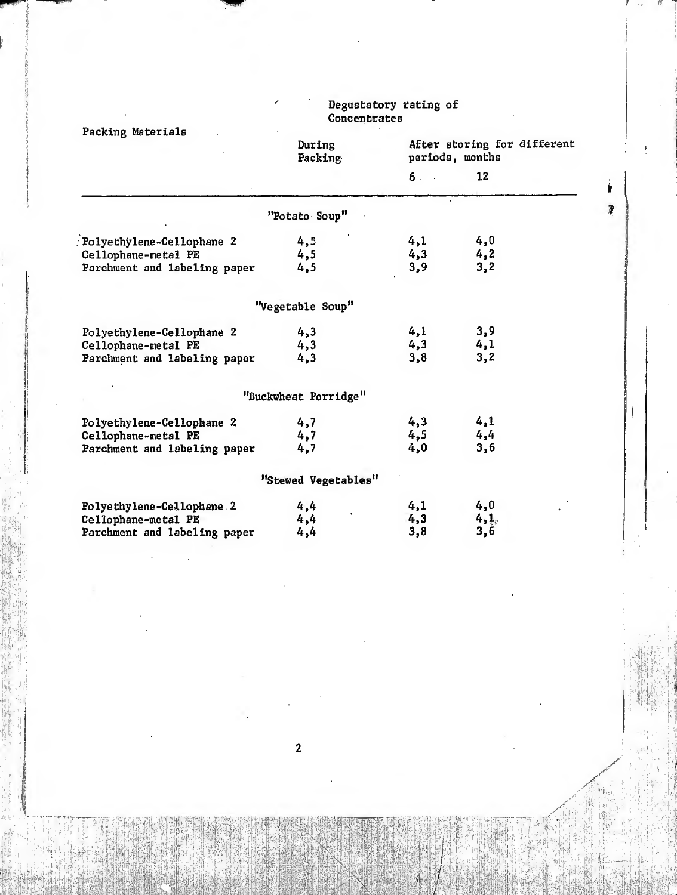| Packing Materials | Degustatory rating of Concentrates | | |
|---|---|---|---|
| | During Packing | After storing for different periods, months | |
| | | 6 | 12 |
| "Potato Soup" | | | |
| Polyethylene-Cellophane 2 | 4,5 | 4,1 | 4,0 |
| Cellophane-metal PE | 4,5 | 4,3 | 4,2 |
| Parchment and labeling paper | 4,5 | 3,9 | 3,2 |
| "Vegetable Soup" | | | |
| Polyethylene-Cellophane 2 | 4,3 | 4,1 | 3,9 |
| Cellophane-metal PE | 4,3 | 4,3 | 4,1 |
| Parchment and labeling paper | 4,3 | 3,8 | 3,2 |
| "Buckwheat Porridge" | | | |
| Polyethylene-Cellophane 2 | 4,7 | 4,3 | 4,1 |
| Cellophane-metal PE | 4,7 | 4,5 | 4,4 |
| Parchment and labeling paper | 4,7 | 4,0 | 3,6 |
| "Stewed Vegetables" | | | |
| Polyethylene-Cellophane 2 | 4,4 | 4,1 | 4,0 |
| Cellophane-metal PE | 4,4 | 4,3 | 4,1 |
| Parchment and labeling paper | 4,4 | 3,8 | 3,6 |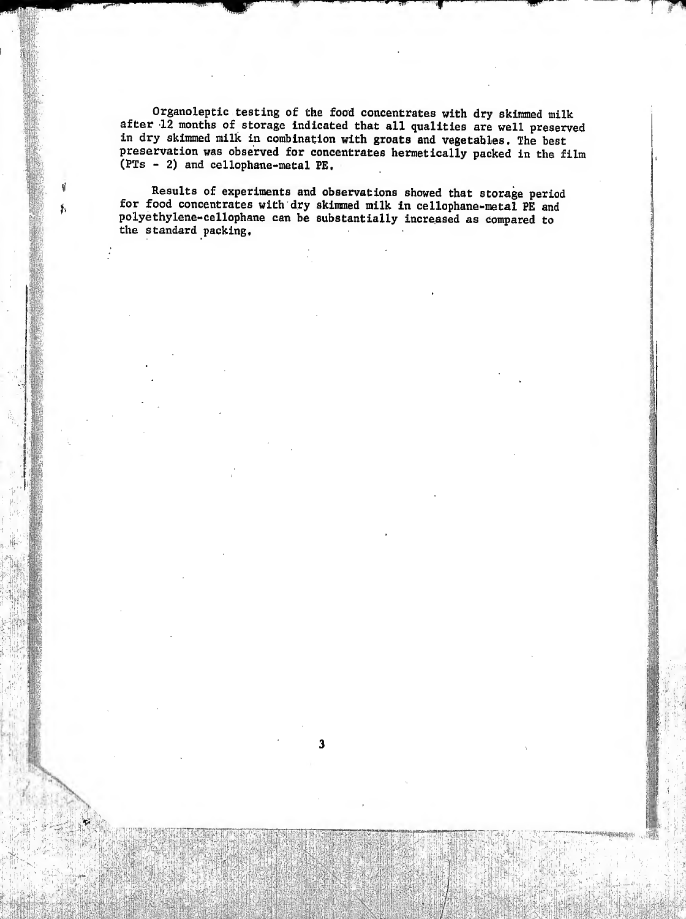Organoleptic testing of the food concentrates with dry skimmed milk after 12 months of storage indicated that all qualities are well preserved in dry skimmed milk in combination with groats and vegetables. The best preservation was observed for concentrates hermetically packed in the film (PTs - 2) and cellophane-metal PE.

Results of experiments and observations showed that storage period for food concentrates with dry skimmed milk in cellophane-metal PE and polyethylene-cellophane can be substantially increased as compared to the standard packing.